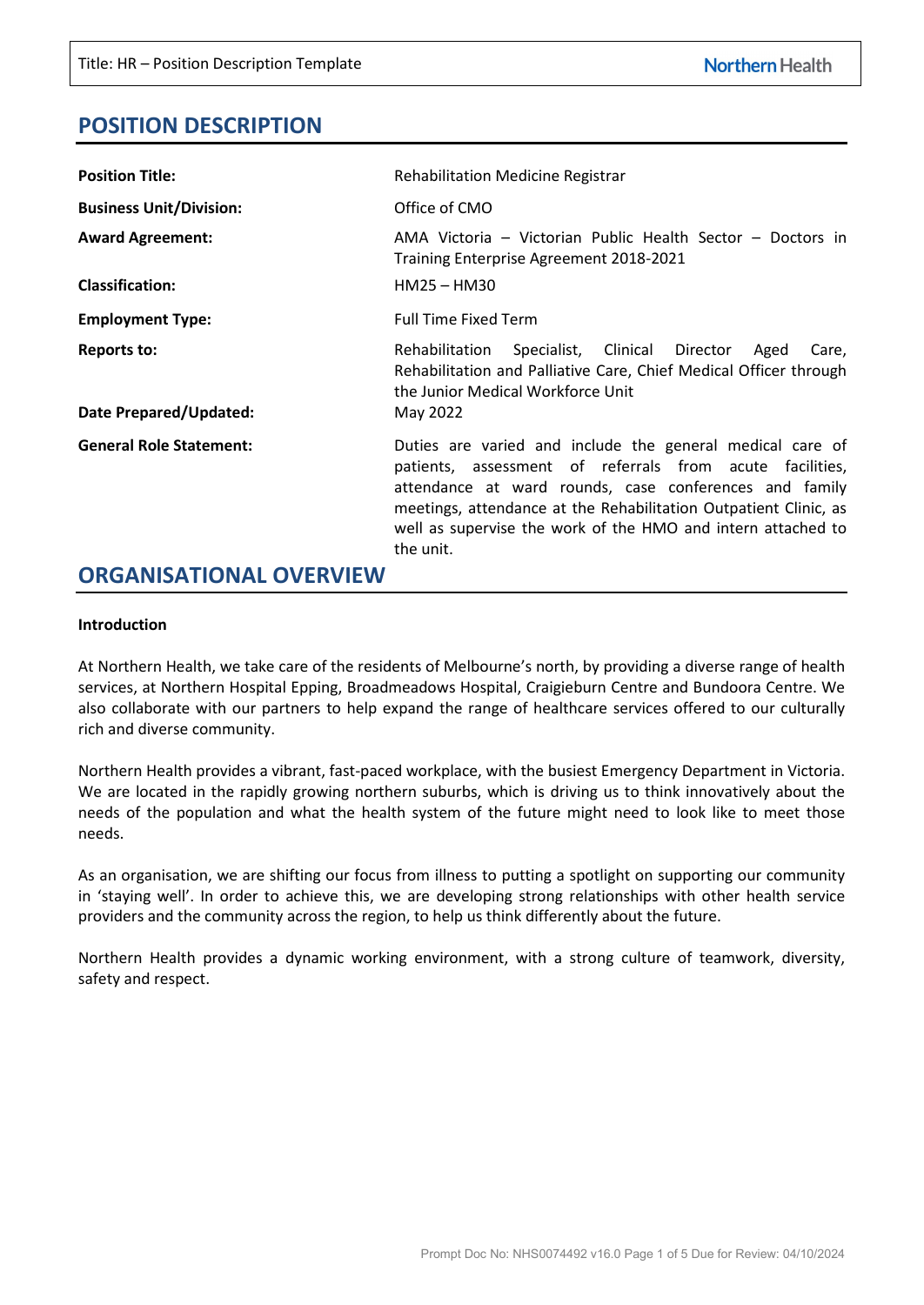# POSITION DESCRIPTION

| | |
|---|---|
| **Position Title:** | Rehabilitation Medicine Registrar |
| **Business Unit/Division:** | Office of CMO |
| **Award Agreement:** | AMA Victoria – Victorian Public Health Sector – Doctors in Training Enterprise Agreement 2018-2021 |
| **Classification:** | HM25 – HM30 |
| **Employment Type:** | Full Time Fixed Term |
| **Reports to:** | Rehabilitation Specialist, Clinical Director Aged Care, Rehabilitation and Palliative Care, Chief Medical Officer through the Junior Medical Workforce Unit |
| **Date Prepared/Updated:** | May 2022 |
| **General Role Statement:** | Duties are varied and include the general medical care of patients, assessment of referrals from acute facilities, attendance at ward rounds, case conferences and family meetings, attendance at the Rehabilitation Outpatient Clinic, as well as supervise the work of the HMO and intern attached to the unit. |

# ORGANISATIONAL OVERVIEW

**Introduction**

At Northern Health, we take care of the residents of Melbourne's north, by providing a diverse range of health services, at Northern Hospital Epping, Broadmeadows Hospital, Craigieburn Centre and Bundoora Centre. We also collaborate with our partners to help expand the range of healthcare services offered to our culturally rich and diverse community.

Northern Health provides a vibrant, fast-paced workplace, with the busiest Emergency Department in Victoria. We are located in the rapidly growing northern suburbs, which is driving us to think innovatively about the needs of the population and what the health system of the future might need to look like to meet those needs.

As an organisation, we are shifting our focus from illness to putting a spotlight on supporting our community in 'staying well'. In order to achieve this, we are developing strong relationships with other health service providers and the community across the region, to help us think differently about the future.

Northern Health provides a dynamic working environment, with a strong culture of teamwork, diversity, safety and respect.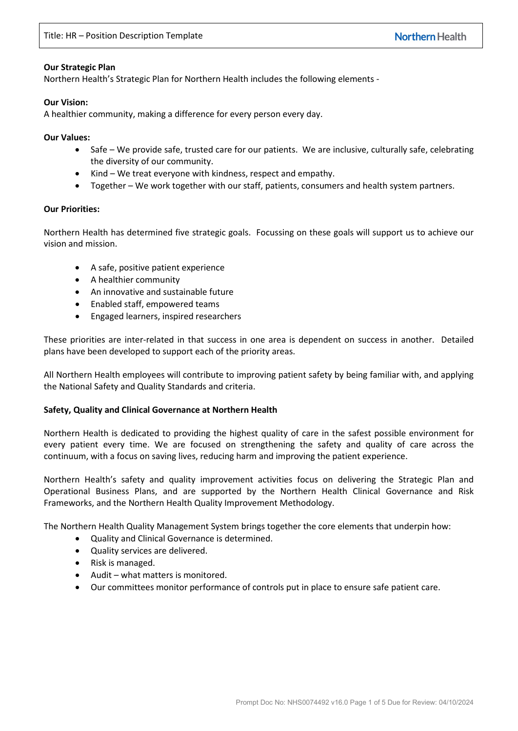**Our Strategic Plan**
Northern Health's Strategic Plan for Northern Health includes the following elements -

**Our Vision:**
A healthier community, making a difference for every person every day.

**Our Values:**

- Safe – We provide safe, trusted care for our patients. We are inclusive, culturally safe, celebrating the diversity of our community.
- Kind – We treat everyone with kindness, respect and empathy.
- Together – We work together with our staff, patients, consumers and health system partners.

**Our Priorities:**

Northern Health has determined five strategic goals. Focussing on these goals will support us to achieve our vision and mission.

- A safe, positive patient experience
- A healthier community
- An innovative and sustainable future
- Enabled staff, empowered teams
- Engaged learners, inspired researchers

These priorities are inter-related in that success in one area is dependent on success in another. Detailed plans have been developed to support each of the priority areas.

All Northern Health employees will contribute to improving patient safety by being familiar with, and applying the National Safety and Quality Standards and criteria.

**Safety, Quality and Clinical Governance at Northern Health**

Northern Health is dedicated to providing the highest quality of care in the safest possible environment for every patient every time. We are focused on strengthening the safety and quality of care across the continuum, with a focus on saving lives, reducing harm and improving the patient experience.

Northern Health's safety and quality improvement activities focus on delivering the Strategic Plan and Operational Business Plans, and are supported by the Northern Health Clinical Governance and Risk Frameworks, and the Northern Health Quality Improvement Methodology.

The Northern Health Quality Management System brings together the core elements that underpin how:

- Quality and Clinical Governance is determined.
- Quality services are delivered.
- Risk is managed.
- Audit – what matters is monitored.
- Our committees monitor performance of controls put in place to ensure safe patient care.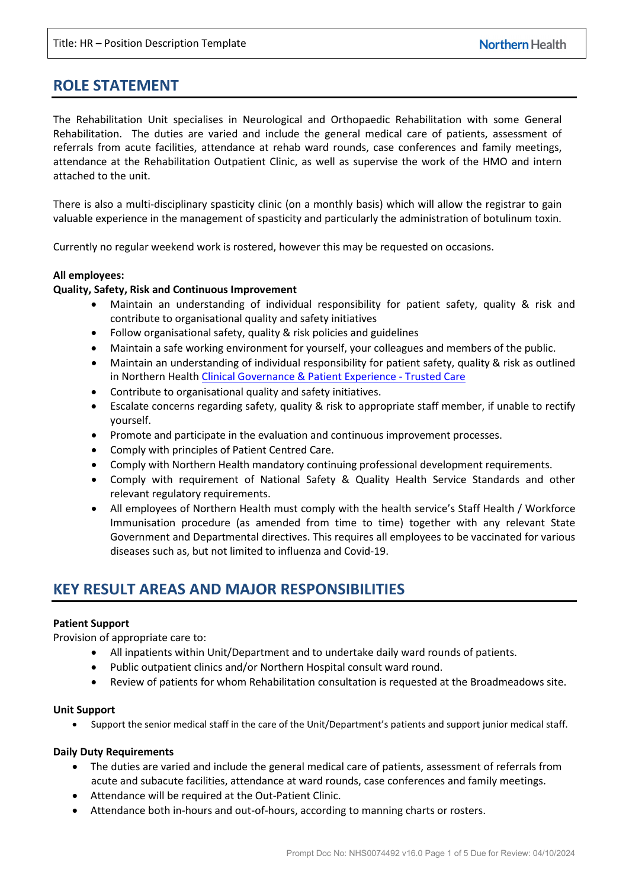## ROLE STATEMENT

The Rehabilitation Unit specialises in Neurological and Orthopaedic Rehabilitation with some General Rehabilitation. The duties are varied and include the general medical care of patients, assessment of referrals from acute facilities, attendance at rehab ward rounds, case conferences and family meetings, attendance at the Rehabilitation Outpatient Clinic, as well as supervise the work of the HMO and intern attached to the unit.

There is also a multi-disciplinary spasticity clinic (on a monthly basis) which will allow the registrar to gain valuable experience in the management of spasticity and particularly the administration of botulinum toxin.

Currently no regular weekend work is rostered, however this may be requested on occasions.

**All employees:**

**Quality, Safety, Risk and Continuous Improvement**

- Maintain an understanding of individual responsibility for patient safety, quality & risk and contribute to organisational quality and safety initiatives
- Follow organisational safety, quality & risk policies and guidelines
- Maintain a safe working environment for yourself, your colleagues and members of the public.
- Maintain an understanding of individual responsibility for patient safety, quality & risk as outlined in Northern Health [Clinical Governance & Patient Experience - Trusted Care]
- Contribute to organisational quality and safety initiatives.
- Escalate concerns regarding safety, quality & risk to appropriate staff member, if unable to rectify yourself.
- Promote and participate in the evaluation and continuous improvement processes.
- Comply with principles of Patient Centred Care.
- Comply with Northern Health mandatory continuing professional development requirements.
- Comply with requirement of National Safety & Quality Health Service Standards and other relevant regulatory requirements.
- All employees of Northern Health must comply with the health service's Staff Health / Workforce Immunisation procedure (as amended from time to time) together with any relevant State Government and Departmental directives. This requires all employees to be vaccinated for various diseases such as, but not limited to influenza and Covid-19.

## KEY RESULT AREAS AND MAJOR RESPONSIBILITIES

**Patient Support**

Provision of appropriate care to:

- All inpatients within Unit/Department and to undertake daily ward rounds of patients.
- Public outpatient clinics and/or Northern Hospital consult ward round.
- Review of patients for whom Rehabilitation consultation is requested at the Broadmeadows site.

**Unit Support**

- Support the senior medical staff in the care of the Unit/Department's patients and support junior medical staff.

**Daily Duty Requirements**

- The duties are varied and include the general medical care of patients, assessment of referrals from acute and subacute facilities, attendance at ward rounds, case conferences and family meetings.
- Attendance will be required at the Out-Patient Clinic.
- Attendance both in-hours and out-of-hours, according to manning charts or rosters.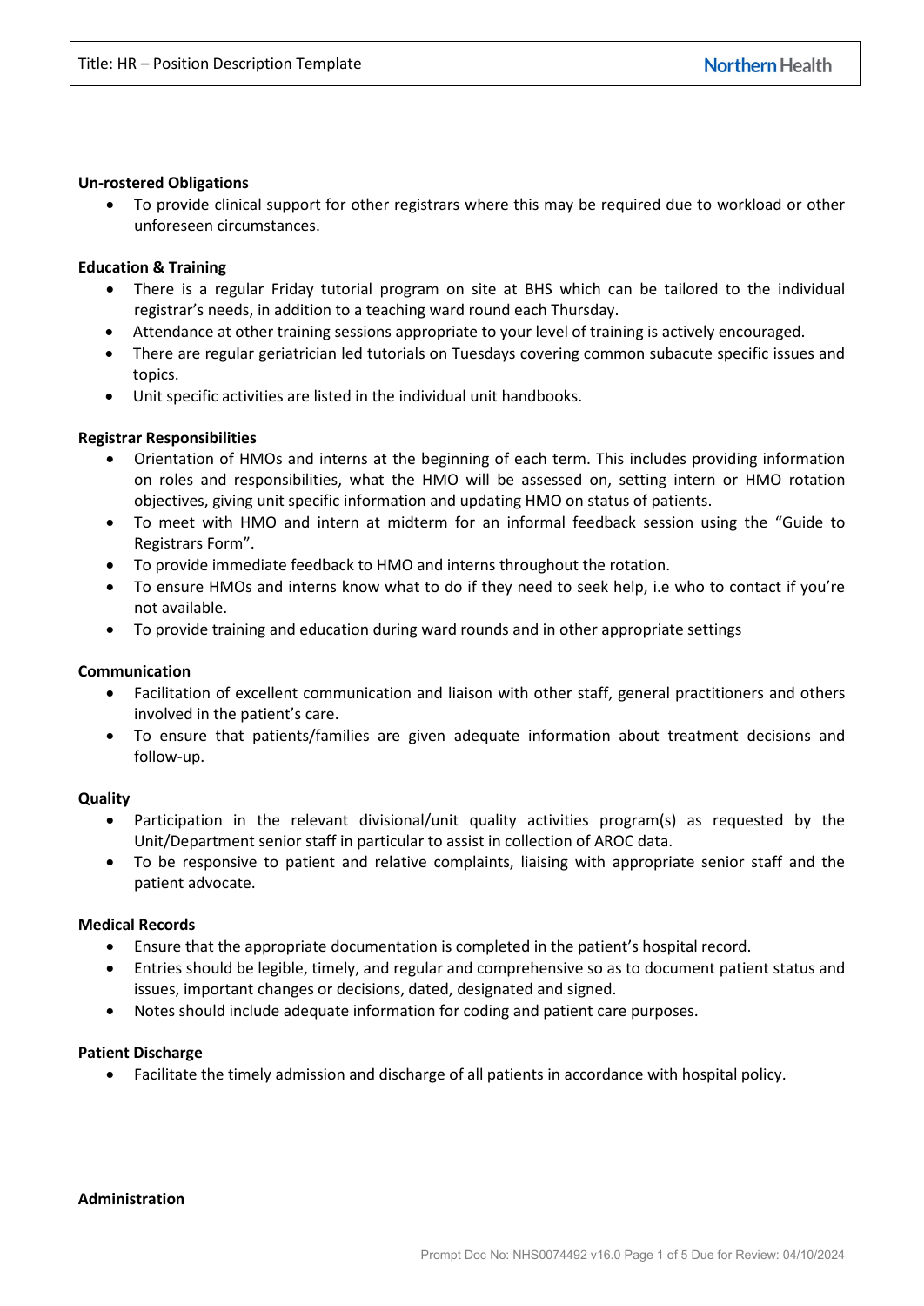**Un-rostered Obligations**

- To provide clinical support for other registrars where this may be required due to workload or other unforeseen circumstances.

**Education & Training**

- There is a regular Friday tutorial program on site at BHS which can be tailored to the individual registrar's needs, in addition to a teaching ward round each Thursday.
- Attendance at other training sessions appropriate to your level of training is actively encouraged.
- There are regular geriatrician led tutorials on Tuesdays covering common subacute specific issues and topics.
- Unit specific activities are listed in the individual unit handbooks.

**Registrar Responsibilities**

- Orientation of HMOs and interns at the beginning of each term. This includes providing information on roles and responsibilities, what the HMO will be assessed on, setting intern or HMO rotation objectives, giving unit specific information and updating HMO on status of patients.
- To meet with HMO and intern at midterm for an informal feedback session using the "Guide to Registrars Form".
- To provide immediate feedback to HMO and interns throughout the rotation.
- To ensure HMOs and interns know what to do if they need to seek help, i.e who to contact if you're not available.
- To provide training and education during ward rounds and in other appropriate settings

**Communication**

- Facilitation of excellent communication and liaison with other staff, general practitioners and others involved in the patient's care.
- To ensure that patients/families are given adequate information about treatment decisions and follow-up.

**Quality**

- Participation in the relevant divisional/unit quality activities program(s) as requested by the Unit/Department senior staff in particular to assist in collection of AROC data.
- To be responsive to patient and relative complaints, liaising with appropriate senior staff and the patient advocate.

**Medical Records**

- Ensure that the appropriate documentation is completed in the patient's hospital record.
- Entries should be legible, timely, and regular and comprehensive so as to document patient status and issues, important changes or decisions, dated, designated and signed.
- Notes should include adequate information for coding and patient care purposes.

**Patient Discharge**

- Facilitate the timely admission and discharge of all patients in accordance with hospital policy.

**Administration**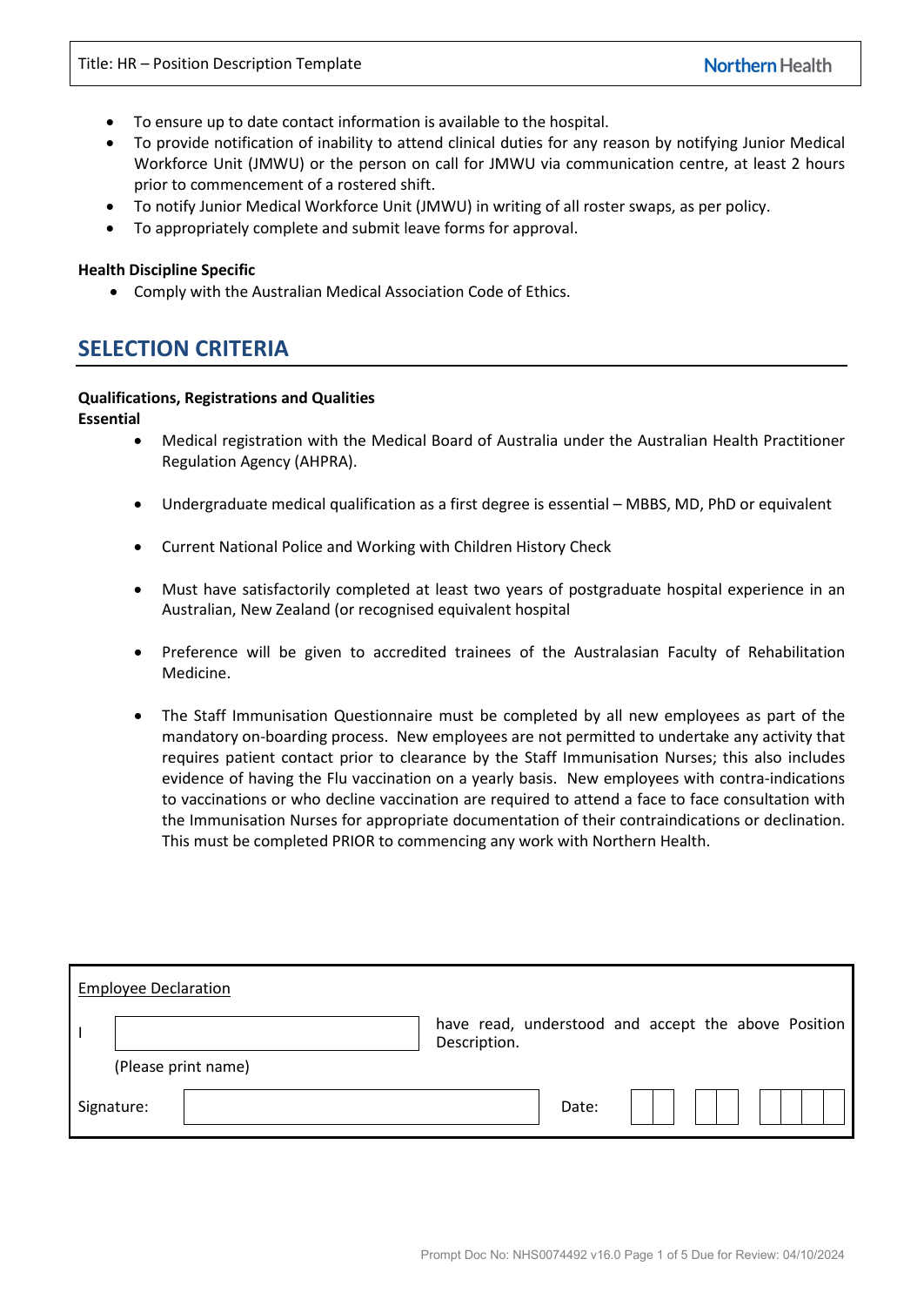- To ensure up to date contact information is available to the hospital.
- To provide notification of inability to attend clinical duties for any reason by notifying Junior Medical Workforce Unit (JMWU) or the person on call for JMWU via communication centre, at least 2 hours prior to commencement of a rostered shift.
- To notify Junior Medical Workforce Unit (JMWU) in writing of all roster swaps, as per policy.
- To appropriately complete and submit leave forms for approval.

**Health Discipline Specific**

- Comply with the Australian Medical Association Code of Ethics.

## SELECTION CRITERIA

**Qualifications, Registrations and Qualities**
**Essential**

- Medical registration with the Medical Board of Australia under the Australian Health Practitioner Regulation Agency (AHPRA).
- Undergraduate medical qualification as a first degree is essential – MBBS, MD, PhD or equivalent
- Current National Police and Working with Children History Check
- Must have satisfactorily completed at least two years of postgraduate hospital experience in an Australian, New Zealand (or recognised equivalent hospital
- Preference will be given to accredited trainees of the Australasian Faculty of Rehabilitation Medicine.
- The Staff Immunisation Questionnaire must be completed by all new employees as part of the mandatory on-boarding process. New employees are not permitted to undertake any activity that requires patient contact prior to clearance by the Staff Immunisation Nurses; this also includes evidence of having the Flu vaccination on a yearly basis. New employees with contra-indications to vaccinations or who decline vaccination are required to attend a face to face consultation with the Immunisation Nurses for appropriate documentation of their contraindications or declination. This must be completed PRIOR to commencing any work with Northern Health.

| | | | |
|---|---|---|---|
| Employee Declaration | | | |
| I | ____________________ (Please print name) | have read, understood and accept the above Position Description. | |
| Signature: | ____________________ | Date: | __ / __ / ____ |